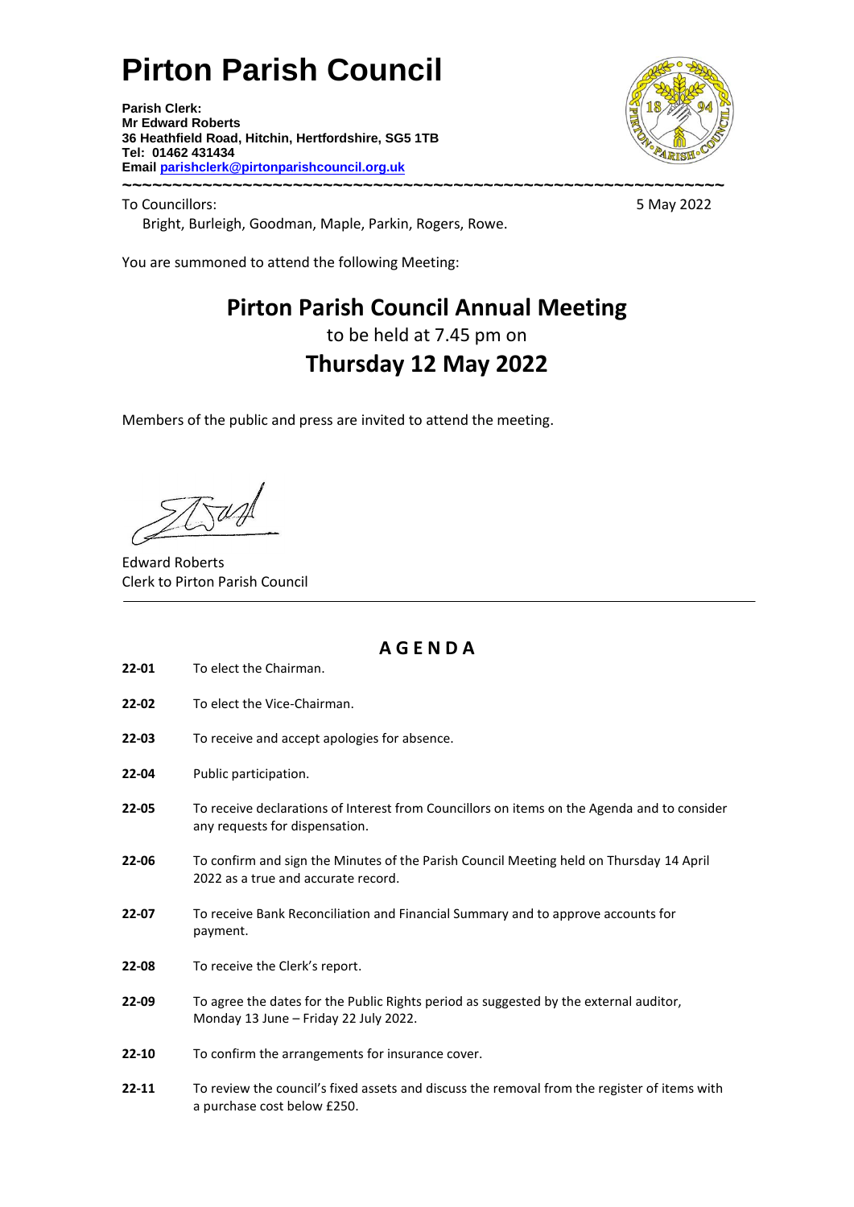# Pirton Parish Council

**Parish Clerk:**
**Mr Edward Roberts**
**36 Heathfield Road, Hitchin, Hertfordshire, SG5 1TB**
**Tel: 01462 431434**
**Email parishclerk@pirtonparishcouncil.org.uk**

~~~~~~~~~~~~~~~~~~~~~~~~~~~~~~~~~~~~~~~~~~~~~~~~~~~~~~~~~~~~

To Councillors: 5 May 2022

Bright, Burleigh, Goodman, Maple, Parkin, Rogers, Rowe.

You are summoned to attend the following Meeting:

## Pirton Parish Council Annual Meeting

to be held at 7.45 pm on

## Thursday 12 May 2022

Members of the public and press are invited to attend the meeting.

Edward Roberts
Clerk to Pirton Parish Council

---

## AGENDA

**22-01** To elect the Chairman.

**22-02** To elect the Vice-Chairman.

**22-03** To receive and accept apologies for absence.

**22-04** Public participation.

**22-05** To receive declarations of Interest from Councillors on items on the Agenda and to consider any requests for dispensation.

**22-06** To confirm and sign the Minutes of the Parish Council Meeting held on Thursday 14 April 2022 as a true and accurate record.

**22-07** To receive Bank Reconciliation and Financial Summary and to approve accounts for payment.

**22-08** To receive the Clerk's report.

**22-09** To agree the dates for the Public Rights period as suggested by the external auditor, Monday 13 June – Friday 22 July 2022.

**22-10** To confirm the arrangements for insurance cover.

**22-11** To review the council's fixed assets and discuss the removal from the register of items with a purchase cost below £250.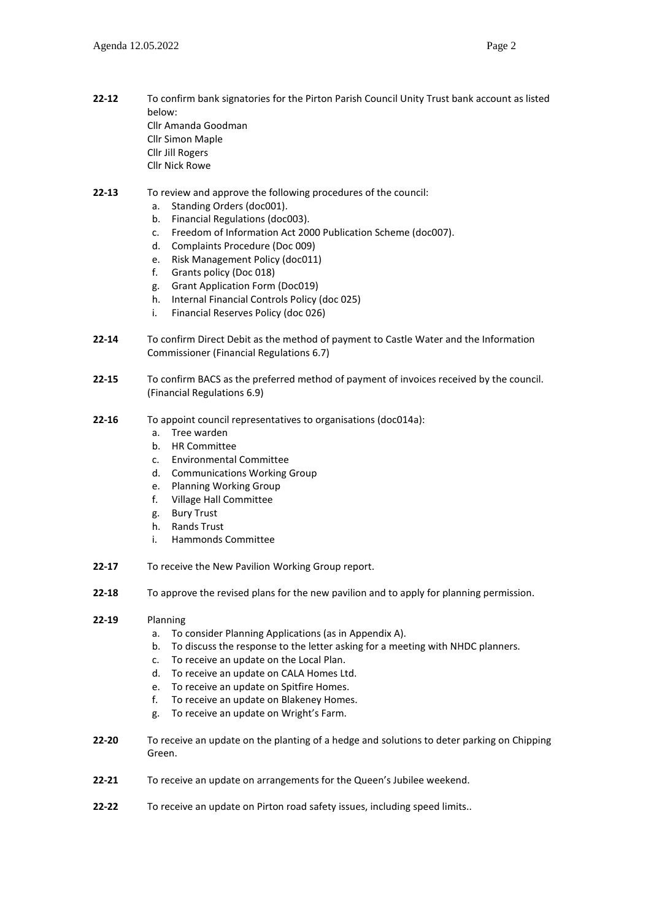**22-12** To confirm bank signatories for the Pirton Parish Council Unity Trust bank account as listed below:
Cllr Amanda Goodman
Cllr Simon Maple
Cllr Jill Rogers
Cllr Nick Rowe

**22-13** To review and approve the following procedures of the council:

a. Standing Orders (doc001).
b. Financial Regulations (doc003).
c. Freedom of Information Act 2000 Publication Scheme (doc007).
d. Complaints Procedure (Doc 009)
e. Risk Management Policy (doc011)
f. Grants policy (Doc 018)
g. Grant Application Form (Doc019)
h. Internal Financial Controls Policy (doc 025)
i. Financial Reserves Policy (doc 026)

**22-14** To confirm Direct Debit as the method of payment to Castle Water and the Information Commissioner (Financial Regulations 6.7)

**22-15** To confirm BACS as the preferred method of payment of invoices received by the council. (Financial Regulations 6.9)

**22-16** To appoint council representatives to organisations (doc014a):

a. Tree warden
b. HR Committee
c. Environmental Committee
d. Communications Working Group
e. Planning Working Group
f. Village Hall Committee
g. Bury Trust
h. Rands Trust
i. Hammonds Committee

**22-17** To receive the New Pavilion Working Group report.

**22-18** To approve the revised plans for the new pavilion and to apply for planning permission.

**22-19** Planning

a. To consider Planning Applications (as in Appendix A).
b. To discuss the response to the letter asking for a meeting with NHDC planners.
c. To receive an update on the Local Plan.
d. To receive an update on CALA Homes Ltd.
e. To receive an update on Spitfire Homes.
f. To receive an update on Blakeney Homes.
g. To receive an update on Wright's Farm.

**22-20** To receive an update on the planting of a hedge and solutions to deter parking on Chipping Green.

**22-21** To receive an update on arrangements for the Queen's Jubilee weekend.

**22-22** To receive an update on Pirton road safety issues, including speed limits..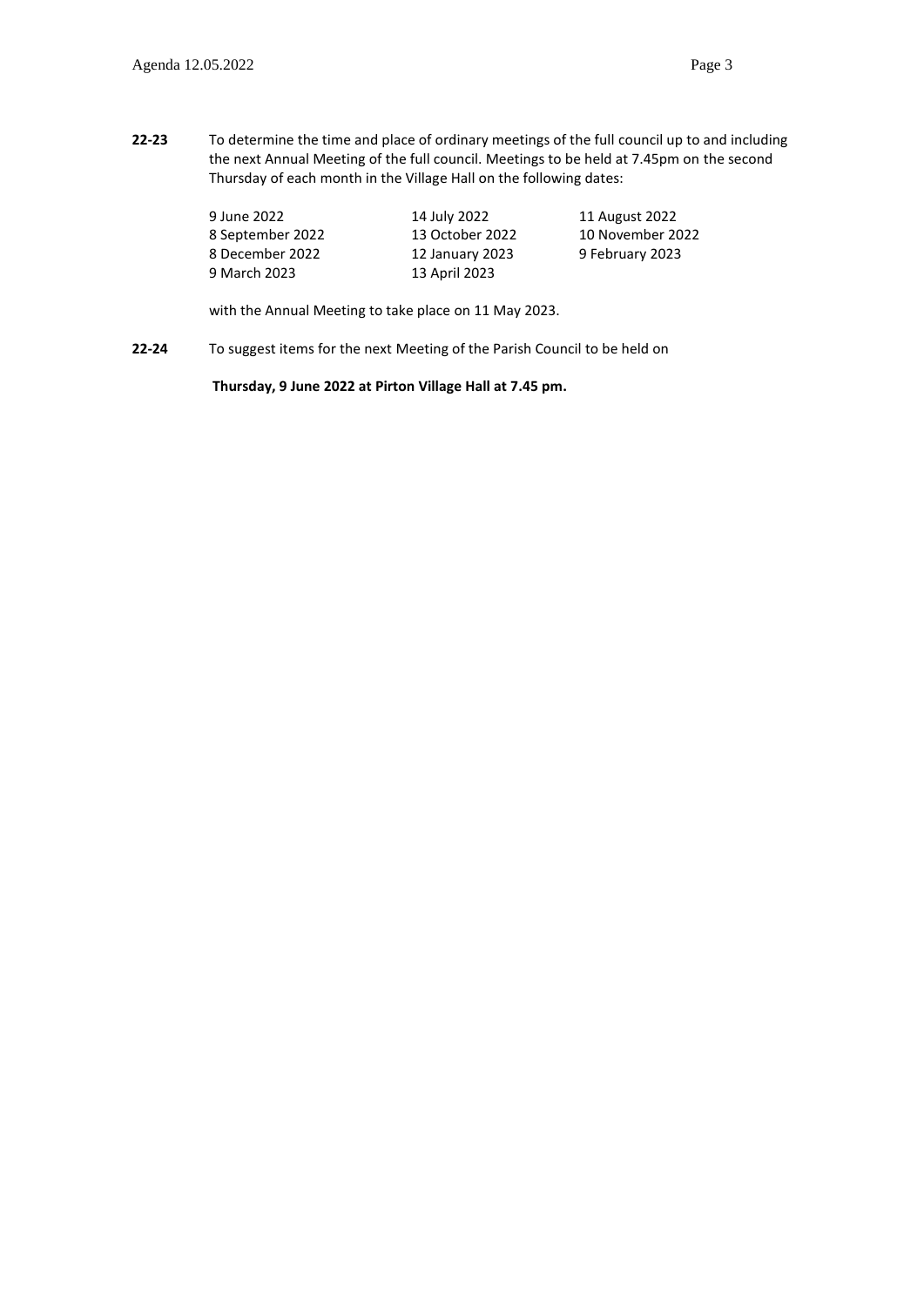**22-23** To determine the time and place of ordinary meetings of the full council up to and including the next Annual Meeting of the full council. Meetings to be held at 7.45pm on the second Thursday of each month in the Village Hall on the following dates:

| | | |
|---|---|---|
| 9 June 2022 | 14 July 2022 | 11 August 2022 |
| 8 September 2022 | 13 October 2022 | 10 November 2022 |
| 8 December 2022 | 12 January 2023 | 9 February 2023 |
| 9 March 2023 | 13 April 2023 | |

with the Annual Meeting to take place on 11 May 2023.

**22-24** To suggest items for the next Meeting of the Parish Council to be held on

**Thursday, 9 June 2022 at Pirton Village Hall at 7.45 pm.**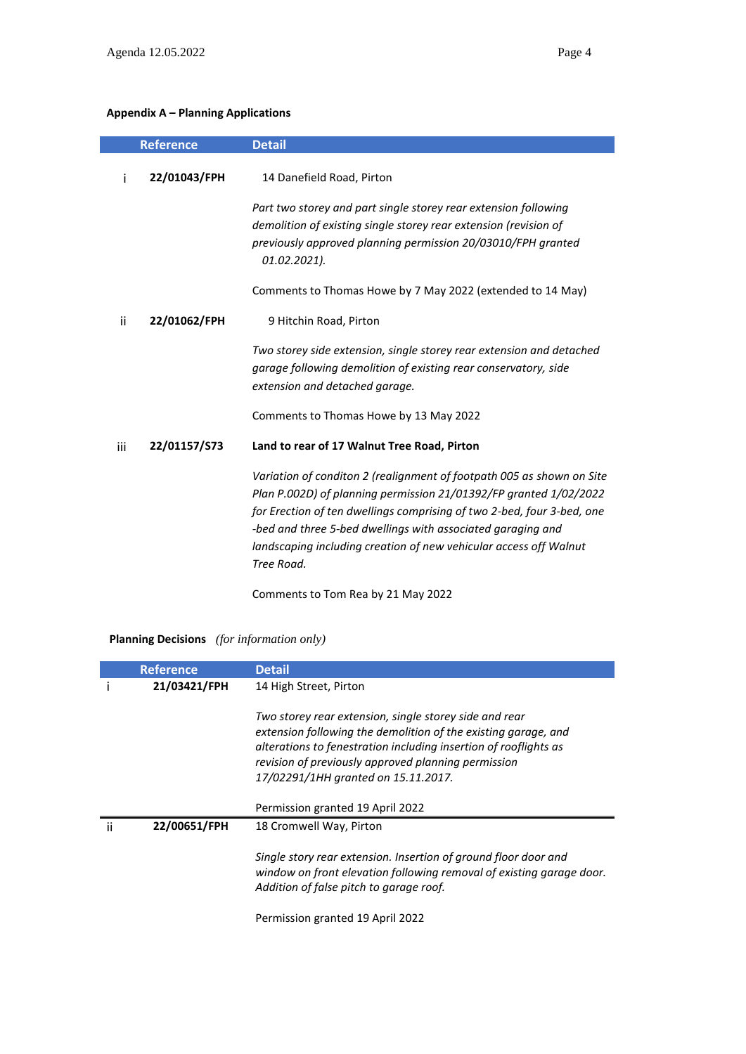**Appendix A – Planning Applications**

| | Reference | Detail |
|---|---|---|
| i | **22/01043/FPH** | 14 Danefield Road, Pirton<br><br>*Part two storey and part single storey rear extension following demolition of existing single storey rear extension (revision of previously approved planning permission 20/03010/FPH granted 01.02.2021).*<br><br>Comments to Thomas Howe by 7 May 2022 (extended to 14 May) |
| ii | **22/01062/FPH** | 9 Hitchin Road, Pirton<br><br>*Two storey side extension, single storey rear extension and detached garage following demolition of existing rear conservatory, side extension and detached garage.*<br><br>Comments to Thomas Howe by 13 May 2022 |
| iii | **22/01157/S73** | **Land to rear of 17 Walnut Tree Road, Pirton**<br><br>*Variation of conditon 2 (realignment of footpath 005 as shown on Site Plan P.002D) of planning permission 21/01392/FP granted 1/02/2022 for Erection of ten dwellings comprising of two 2-bed, four 3-bed, one -bed and three 5-bed dwellings with associated garaging and landscaping including creation of new vehicular access off Walnut Tree Road.*<br><br>Comments to Tom Rea by 21 May 2022 |

**Planning Decisions** *(for information only)*

| | Reference | Detail |
|---|---|---|
| i | **21/03421/FPH** | 14 High Street, Pirton<br><br>*Two storey rear extension, single storey side and rear extension following the demolition of the existing garage, and alterations to fenestration including insertion of rooflights as revision of previously approved planning permission 17/02291/1HH granted on 15.11.2017.*<br><br>Permission granted 19 April 2022 |
| ii | **22/00651/FPH** | 18 Cromwell Way, Pirton<br><br>*Single story rear extension. Insertion of ground floor door and window on front elevation following removal of existing garage door. Addition of false pitch to garage roof.*<br><br>Permission granted 19 April 2022 |